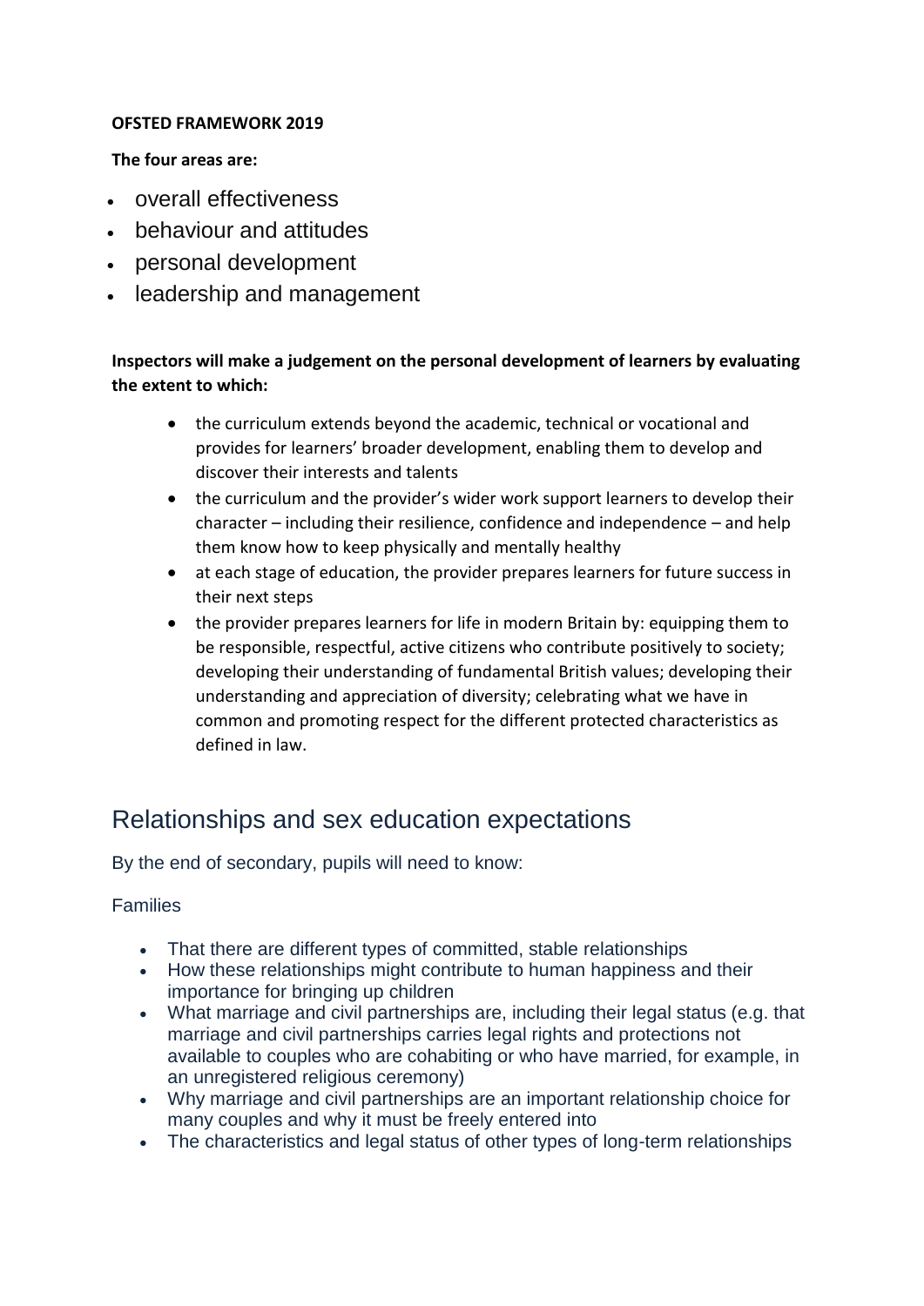**OFSTED FRAMEWORK 2019**

**The four areas are:**

- overall effectiveness
- behaviour and attitudes
- personal development
- leadership and management

**Inspectors will make a judgement on the personal development of learners by evaluating the extent to which:**

- the curriculum extends beyond the academic, technical or vocational and provides for learners' broader development, enabling them to develop and discover their interests and talents
- the curriculum and the provider's wider work support learners to develop their character – including their resilience, confidence and independence – and help them know how to keep physically and mentally healthy
- at each stage of education, the provider prepares learners for future success in their next steps
- the provider prepares learners for life in modern Britain by: equipping them to be responsible, respectful, active citizens who contribute positively to society; developing their understanding of fundamental British values; developing their understanding and appreciation of diversity; celebrating what we have in common and promoting respect for the different protected characteristics as defined in law.

## Relationships and sex education expectations

By the end of secondary, pupils will need to know:

Families

- That there are different types of committed, stable relationships
- How these relationships might contribute to human happiness and their importance for bringing up children
- What marriage and civil partnerships are, including their legal status (e.g. that marriage and civil partnerships carries legal rights and protections not available to couples who are cohabiting or who have married, for example, in an unregistered religious ceremony)
- Why marriage and civil partnerships are an important relationship choice for many couples and why it must be freely entered into
- The characteristics and legal status of other types of long-term relationships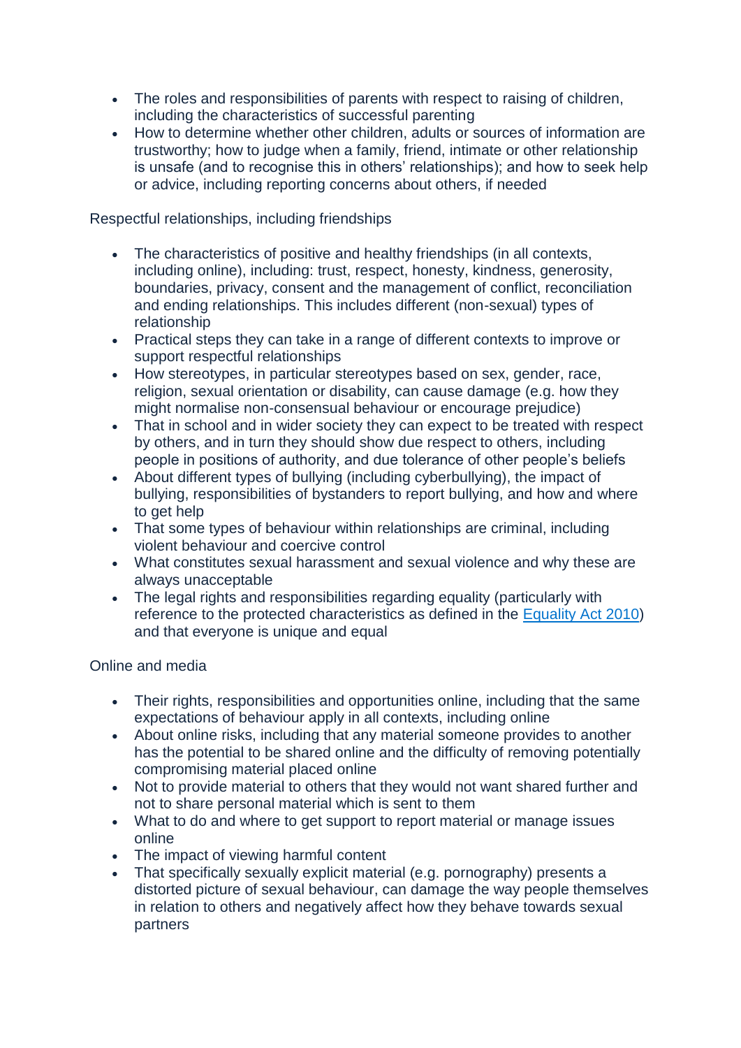- The roles and responsibilities of parents with respect to raising of children, including the characteristics of successful parenting
- How to determine whether other children, adults or sources of information are trustworthy; how to judge when a family, friend, intimate or other relationship is unsafe (and to recognise this in others' relationships); and how to seek help or advice, including reporting concerns about others, if needed

Respectful relationships, including friendships

- The characteristics of positive and healthy friendships (in all contexts, including online), including: trust, respect, honesty, kindness, generosity, boundaries, privacy, consent and the management of conflict, reconciliation and ending relationships. This includes different (non-sexual) types of relationship
- Practical steps they can take in a range of different contexts to improve or support respectful relationships
- How stereotypes, in particular stereotypes based on sex, gender, race, religion, sexual orientation or disability, can cause damage (e.g. how they might normalise non-consensual behaviour or encourage prejudice)
- That in school and in wider society they can expect to be treated with respect by others, and in turn they should show due respect to others, including people in positions of authority, and due tolerance of other people's beliefs
- About different types of bullying (including cyberbullying), the impact of bullying, responsibilities of bystanders to report bullying, and how and where to get help
- That some types of behaviour within relationships are criminal, including violent behaviour and coercive control
- What constitutes sexual harassment and sexual violence and why these are always unacceptable
- The legal rights and responsibilities regarding equality (particularly with reference to the protected characteristics as defined in the Equality Act 2010) and that everyone is unique and equal

Online and media

- Their rights, responsibilities and opportunities online, including that the same expectations of behaviour apply in all contexts, including online
- About online risks, including that any material someone provides to another has the potential to be shared online and the difficulty of removing potentially compromising material placed online
- Not to provide material to others that they would not want shared further and not to share personal material which is sent to them
- What to do and where to get support to report material or manage issues online
- The impact of viewing harmful content
- That specifically sexually explicit material (e.g. pornography) presents a distorted picture of sexual behaviour, can damage the way people themselves in relation to others and negatively affect how they behave towards sexual partners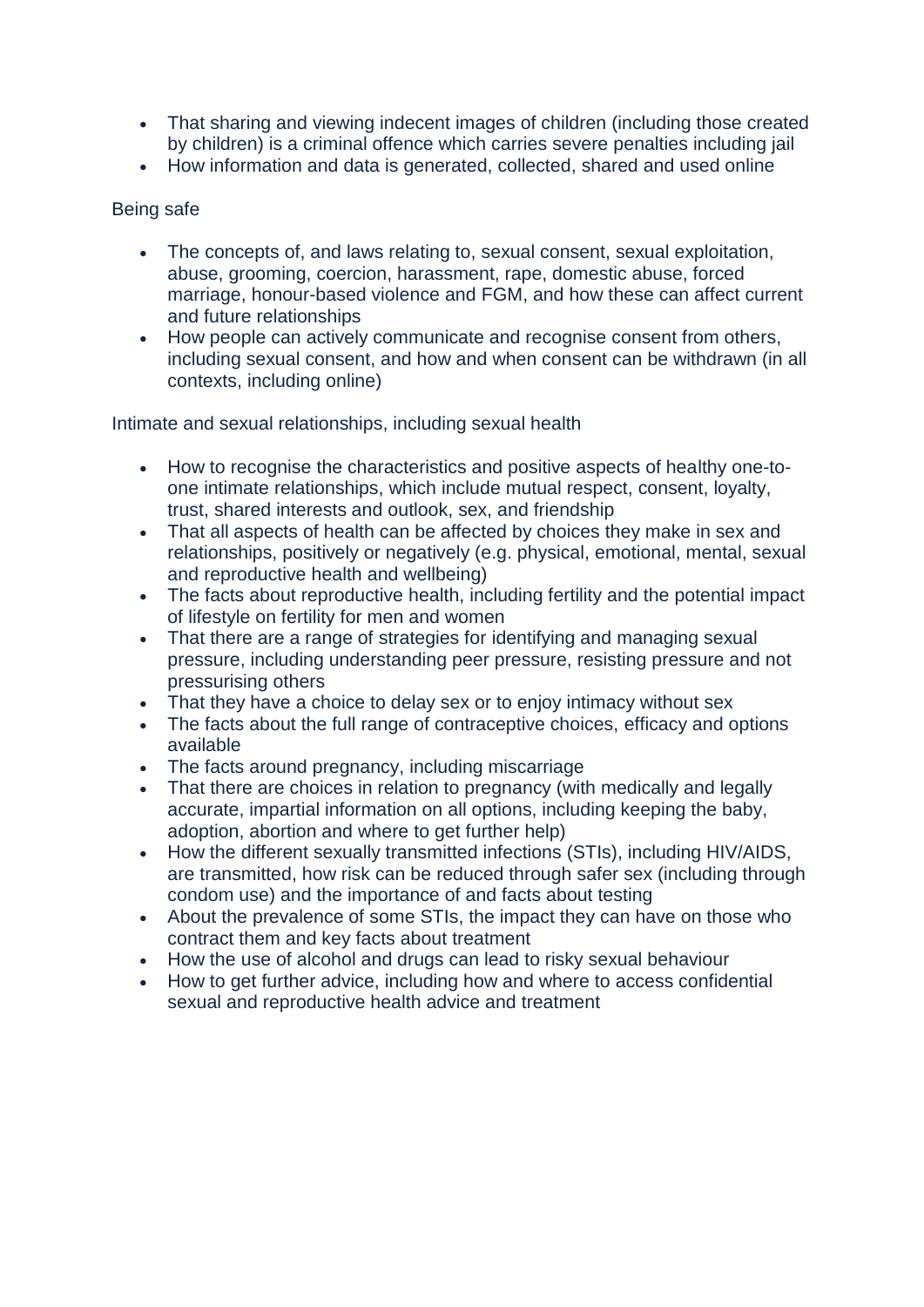- That sharing and viewing indecent images of children (including those created by children) is a criminal offence which carries severe penalties including jail
- How information and data is generated, collected, shared and used online

Being safe

- The concepts of, and laws relating to, sexual consent, sexual exploitation, abuse, grooming, coercion, harassment, rape, domestic abuse, forced marriage, honour-based violence and FGM, and how these can affect current and future relationships
- How people can actively communicate and recognise consent from others, including sexual consent, and how and when consent can be withdrawn (in all contexts, including online)

Intimate and sexual relationships, including sexual health

- How to recognise the characteristics and positive aspects of healthy one-to-one intimate relationships, which include mutual respect, consent, loyalty, trust, shared interests and outlook, sex, and friendship
- That all aspects of health can be affected by choices they make in sex and relationships, positively or negatively (e.g. physical, emotional, mental, sexual and reproductive health and wellbeing)
- The facts about reproductive health, including fertility and the potential impact of lifestyle on fertility for men and women
- That there are a range of strategies for identifying and managing sexual pressure, including understanding peer pressure, resisting pressure and not pressurising others
- That they have a choice to delay sex or to enjoy intimacy without sex
- The facts about the full range of contraceptive choices, efficacy and options available
- The facts around pregnancy, including miscarriage
- That there are choices in relation to pregnancy (with medically and legally accurate, impartial information on all options, including keeping the baby, adoption, abortion and where to get further help)
- How the different sexually transmitted infections (STIs), including HIV/AIDS, are transmitted, how risk can be reduced through safer sex (including through condom use) and the importance of and facts about testing
- About the prevalence of some STIs, the impact they can have on those who contract them and key facts about treatment
- How the use of alcohol and drugs can lead to risky sexual behaviour
- How to get further advice, including how and where to access confidential sexual and reproductive health advice and treatment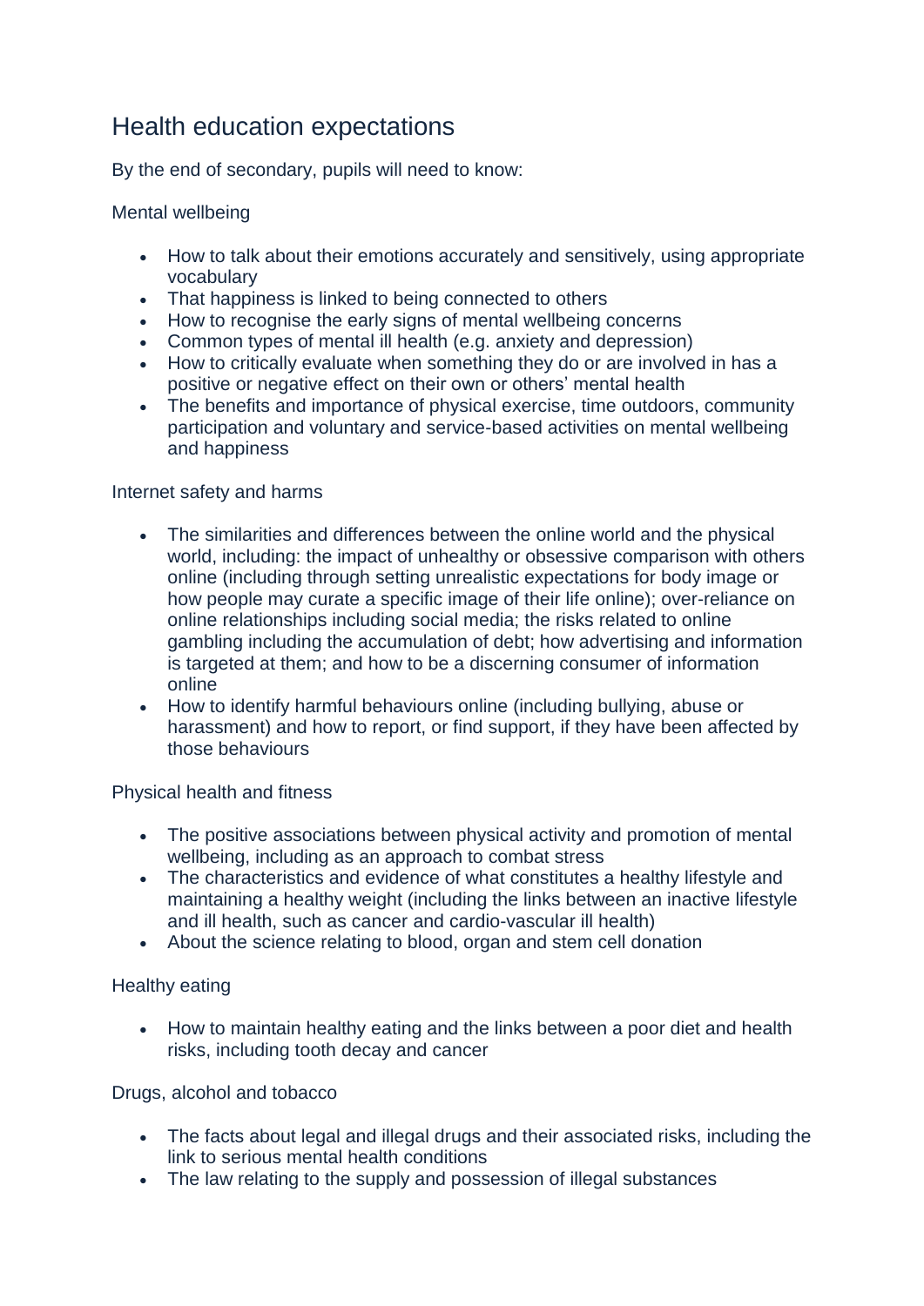## Health education expectations

By the end of secondary, pupils will need to know:

### Mental wellbeing

- How to talk about their emotions accurately and sensitively, using appropriate vocabulary
- That happiness is linked to being connected to others
- How to recognise the early signs of mental wellbeing concerns
- Common types of mental ill health (e.g. anxiety and depression)
- How to critically evaluate when something they do or are involved in has a positive or negative effect on their own or others' mental health
- The benefits and importance of physical exercise, time outdoors, community participation and voluntary and service-based activities on mental wellbeing and happiness

### Internet safety and harms

- The similarities and differences between the online world and the physical world, including: the impact of unhealthy or obsessive comparison with others online (including through setting unrealistic expectations for body image or how people may curate a specific image of their life online); over-reliance on online relationships including social media; the risks related to online gambling including the accumulation of debt; how advertising and information is targeted at them; and how to be a discerning consumer of information online
- How to identify harmful behaviours online (including bullying, abuse or harassment) and how to report, or find support, if they have been affected by those behaviours

### Physical health and fitness

- The positive associations between physical activity and promotion of mental wellbeing, including as an approach to combat stress
- The characteristics and evidence of what constitutes a healthy lifestyle and maintaining a healthy weight (including the links between an inactive lifestyle and ill health, such as cancer and cardio-vascular ill health)
- About the science relating to blood, organ and stem cell donation

### Healthy eating

- How to maintain healthy eating and the links between a poor diet and health risks, including tooth decay and cancer

### Drugs, alcohol and tobacco

- The facts about legal and illegal drugs and their associated risks, including the link to serious mental health conditions
- The law relating to the supply and possession of illegal substances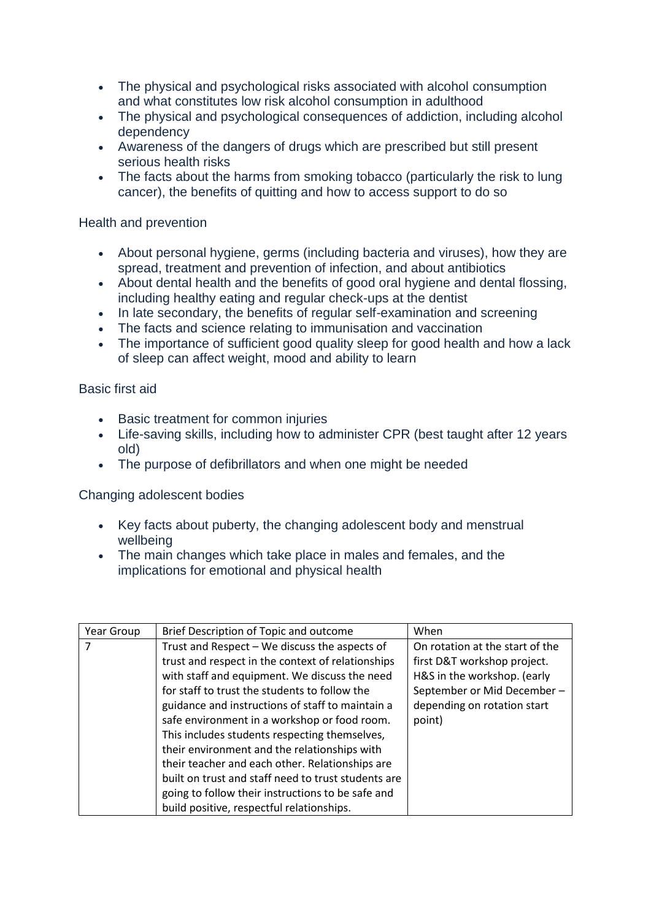- The physical and psychological risks associated with alcohol consumption and what constitutes low risk alcohol consumption in adulthood
- The physical and psychological consequences of addiction, including alcohol dependency
- Awareness of the dangers of drugs which are prescribed but still present serious health risks
- The facts about the harms from smoking tobacco (particularly the risk to lung cancer), the benefits of quitting and how to access support to do so

Health and prevention

- About personal hygiene, germs (including bacteria and viruses), how they are spread, treatment and prevention of infection, and about antibiotics
- About dental health and the benefits of good oral hygiene and dental flossing, including healthy eating and regular check-ups at the dentist
- In late secondary, the benefits of regular self-examination and screening
- The facts and science relating to immunisation and vaccination
- The importance of sufficient good quality sleep for good health and how a lack of sleep can affect weight, mood and ability to learn

Basic first aid

- Basic treatment for common injuries
- Life-saving skills, including how to administer CPR (best taught after 12 years old)
- The purpose of defibrillators and when one might be needed

Changing adolescent bodies

- Key facts about puberty, the changing adolescent body and menstrual wellbeing
- The main changes which take place in males and females, and the implications for emotional and physical health

| Year Group | Brief Description of Topic and outcome | When |
|---|---|---|
| 7 | Trust and Respect – We discuss the aspects of trust and respect in the context of relationships with staff and equipment. We discuss the need for staff to trust the students to follow the guidance and instructions of staff to maintain a safe environment in a workshop or food room. This includes students respecting themselves, their environment and the relationships with their teacher and each other. Relationships are built on trust and staff need to trust students are going to follow their instructions to be safe and build positive, respectful relationships. | On rotation at the start of the first D&T workshop project. H&S in the workshop. (early September or Mid December – depending on rotation start point) |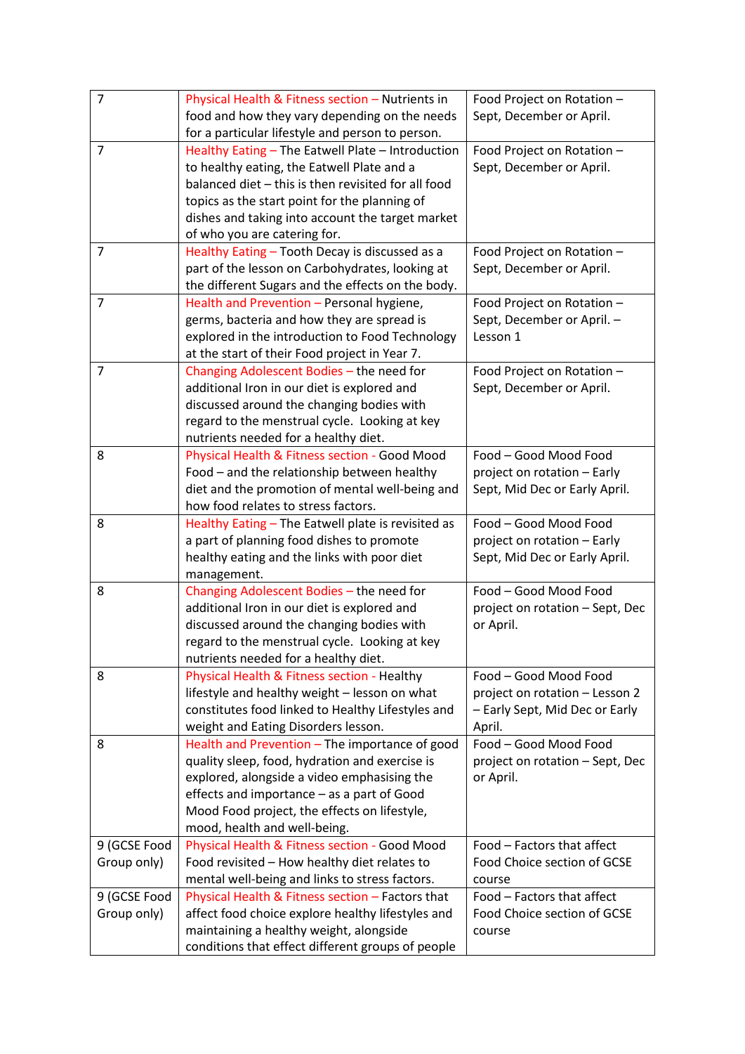| 7 | Physical Health & Fitness section – Nutrients in food and how they vary depending on the needs for a particular lifestyle and person to person. | Food Project on Rotation – Sept, December or April. |
|---|---|---|
| 7 | Healthy Eating – The Eatwell Plate – Introduction to healthy eating, the Eatwell Plate and a balanced diet – this is then revisited for all food topics as the start point for the planning of dishes and taking into account the target market of who you are catering for. | Food Project on Rotation – Sept, December or April. |
| 7 | Healthy Eating – Tooth Decay is discussed as a part of the lesson on Carbohydrates, looking at the different Sugars and the effects on the body. | Food Project on Rotation – Sept, December or April. |
| 7 | Health and Prevention – Personal hygiene, germs, bacteria and how they are spread is explored in the introduction to Food Technology at the start of their Food project in Year 7. | Food Project on Rotation – Sept, December or April. – Lesson 1 |
| 7 | Changing Adolescent Bodies – the need for additional Iron in our diet is explored and discussed around the changing bodies with regard to the menstrual cycle. Looking at key nutrients needed for a healthy diet. | Food Project on Rotation – Sept, December or April. |
| 8 | Physical Health & Fitness section - Good Mood Food – and the relationship between healthy diet and the promotion of mental well-being and how food relates to stress factors. | Food – Good Mood Food project on rotation – Early Sept, Mid Dec or Early April. |
| 8 | Healthy Eating – The Eatwell plate is revisited as a part of planning food dishes to promote healthy eating and the links with poor diet management. | Food – Good Mood Food project on rotation – Early Sept, Mid Dec or Early April. |
| 8 | Changing Adolescent Bodies – the need for additional Iron in our diet is explored and discussed around the changing bodies with regard to the menstrual cycle. Looking at key nutrients needed for a healthy diet. | Food – Good Mood Food project on rotation – Sept, Dec or April. |
| 8 | Physical Health & Fitness section - Healthy lifestyle and healthy weight – lesson on what constitutes food linked to Healthy Lifestyles and weight and Eating Disorders lesson. | Food – Good Mood Food project on rotation – Lesson 2 – Early Sept, Mid Dec or Early April. |
| 8 | Health and Prevention – The importance of good quality sleep, food, hydration and exercise is explored, alongside a video emphasising the effects and importance – as a part of Good Mood Food project, the effects on lifestyle, mood, health and well-being. | Food – Good Mood Food project on rotation – Sept, Dec or April. |
| 9 (GCSE Food Group only) | Physical Health & Fitness section - Good Mood Food revisited – How healthy diet relates to mental well-being and links to stress factors. | Food – Factors that affect Food Choice section of GCSE course |
| 9 (GCSE Food Group only) | Physical Health & Fitness section – Factors that affect food choice explore healthy lifestyles and maintaining a healthy weight, alongside conditions that effect different groups of people | Food – Factors that affect Food Choice section of GCSE course |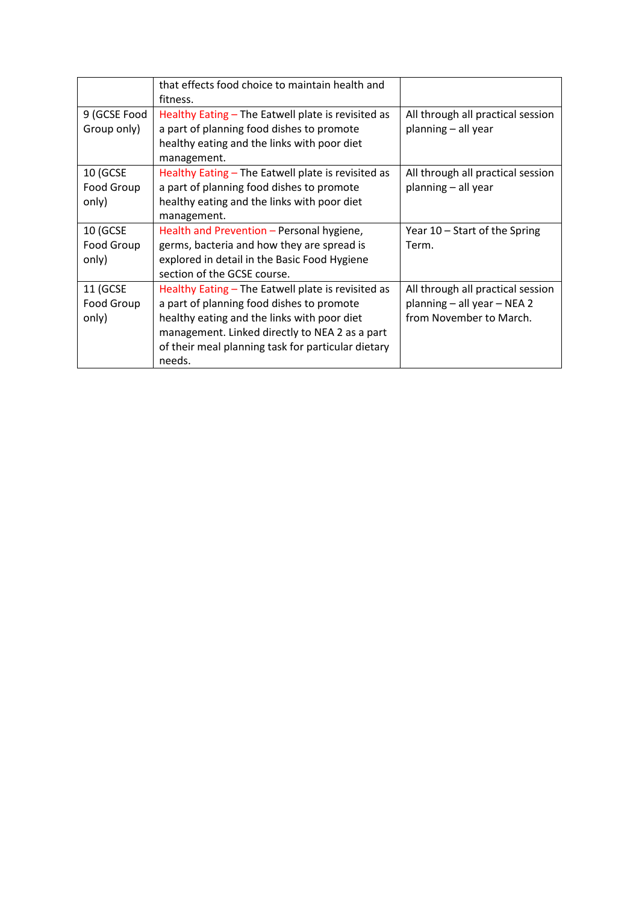| | | |
|---|---|---|
| | that effects food choice to maintain health and fitness. | |
| 9 (GCSE Food Group only) | Healthy Eating – The Eatwell plate is revisited as a part of planning food dishes to promote healthy eating and the links with poor diet management. | All through all practical session planning – all year |
| 10 (GCSE Food Group only) | Healthy Eating – The Eatwell plate is revisited as a part of planning food dishes to promote healthy eating and the links with poor diet management. | All through all practical session planning – all year |
| 10 (GCSE Food Group only) | Health and Prevention – Personal hygiene, germs, bacteria and how they are spread is explored in detail in the Basic Food Hygiene section of the GCSE course. | Year 10 – Start of the Spring Term. |
| 11 (GCSE Food Group only) | Healthy Eating – The Eatwell plate is revisited as a part of planning food dishes to promote healthy eating and the links with poor diet management. Linked directly to NEA 2 as a part of their meal planning task for particular dietary needs. | All through all practical session planning – all year – NEA 2 from November to March. |